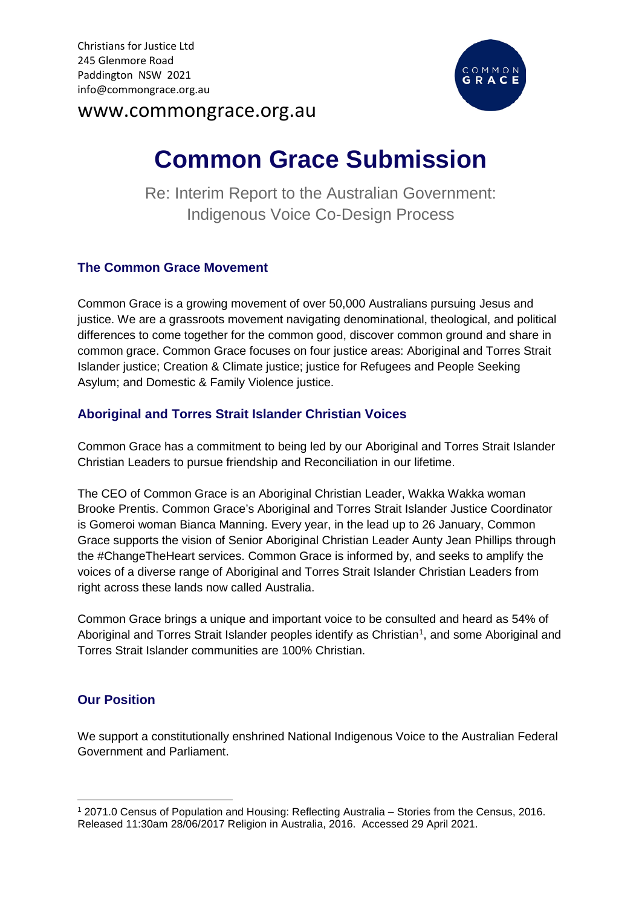Christians for Justice Ltd
245 Glenmore Road
Paddington NSW 2021
info@commongrace.org.au

www.commongrace.org.au

# Common Grace Submission

Re: Interim Report to the Australian Government: Indigenous Voice Co-Design Process

## The Common Grace Movement

Common Grace is a growing movement of over 50,000 Australians pursuing Jesus and justice. We are a grassroots movement navigating denominational, theological, and political differences to come together for the common good, discover common ground and share in common grace. Common Grace focuses on four justice areas: Aboriginal and Torres Strait Islander justice; Creation & Climate justice; justice for Refugees and People Seeking Asylum; and Domestic & Family Violence justice.

## Aboriginal and Torres Strait Islander Christian Voices

Common Grace has a commitment to being led by our Aboriginal and Torres Strait Islander Christian Leaders to pursue friendship and Reconciliation in our lifetime.

The CEO of Common Grace is an Aboriginal Christian Leader, Wakka Wakka woman Brooke Prentis. Common Grace's Aboriginal and Torres Strait Islander Justice Coordinator is Gomeroi woman Bianca Manning. Every year, in the lead up to 26 January, Common Grace supports the vision of Senior Aboriginal Christian Leader Aunty Jean Phillips through the #ChangeTheHeart services. Common Grace is informed by, and seeks to amplify the voices of a diverse range of Aboriginal and Torres Strait Islander Christian Leaders from right across these lands now called Australia.

Common Grace brings a unique and important voice to be consulted and heard as 54% of Aboriginal and Torres Strait Islander peoples identify as Christian[1], and some Aboriginal and Torres Strait Islander communities are 100% Christian.

## Our Position

We support a constitutionally enshrined National Indigenous Voice to the Australian Federal Government and Parliament.

[1] 2071.0 Census of Population and Housing: Reflecting Australia – Stories from the Census, 2016. Released 11:30am 28/06/2017 Religion in Australia, 2016. Accessed 29 April 2021.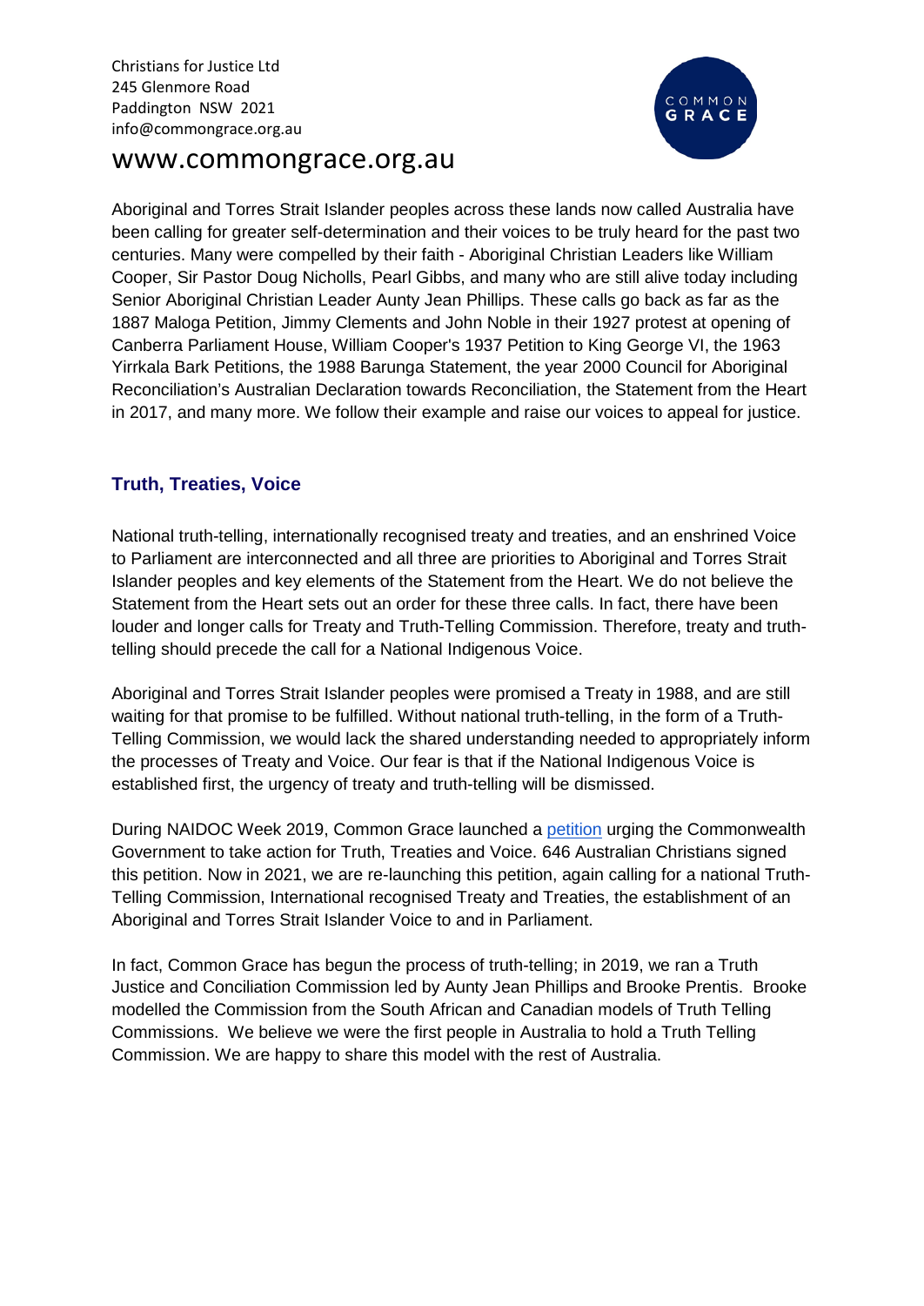Christians for Justice Ltd
245 Glenmore Road
Paddington NSW 2021
info@commongrace.org.au

www.commongrace.org.au

Aboriginal and Torres Strait Islander peoples across these lands now called Australia have been calling for greater self-determination and their voices to be truly heard for the past two centuries. Many were compelled by their faith - Aboriginal Christian Leaders like William Cooper, Sir Pastor Doug Nicholls, Pearl Gibbs, and many who are still alive today including Senior Aboriginal Christian Leader Aunty Jean Phillips. These calls go back as far as the 1887 Maloga Petition, Jimmy Clements and John Noble in their 1927 protest at opening of Canberra Parliament House, William Cooper's 1937 Petition to King George VI, the 1963 Yirrkala Bark Petitions, the 1988 Barunga Statement, the year 2000 Council for Aboriginal Reconciliation's Australian Declaration towards Reconciliation, the Statement from the Heart in 2017, and many more. We follow their example and raise our voices to appeal for justice.

## Truth, Treaties, Voice

National truth-telling, internationally recognised treaty and treaties, and an enshrined Voice to Parliament are interconnected and all three are priorities to Aboriginal and Torres Strait Islander peoples and key elements of the Statement from the Heart. We do not believe the Statement from the Heart sets out an order for these three calls. In fact, there have been louder and longer calls for Treaty and Truth-Telling Commission. Therefore, treaty and truth-telling should precede the call for a National Indigenous Voice.

Aboriginal and Torres Strait Islander peoples were promised a Treaty in 1988, and are still waiting for that promise to be fulfilled. Without national truth-telling, in the form of a Truth-Telling Commission, we would lack the shared understanding needed to appropriately inform the processes of Treaty and Voice. Our fear is that if the National Indigenous Voice is established first, the urgency of treaty and truth-telling will be dismissed.

During NAIDOC Week 2019, Common Grace launched a petition urging the Commonwealth Government to take action for Truth, Treaties and Voice. 646 Australian Christians signed this petition. Now in 2021, we are re-launching this petition, again calling for a national Truth-Telling Commission, International recognised Treaty and Treaties, the establishment of an Aboriginal and Torres Strait Islander Voice to and in Parliament.

In fact, Common Grace has begun the process of truth-telling; in 2019, we ran a Truth Justice and Conciliation Commission led by Aunty Jean Phillips and Brooke Prentis. Brooke modelled the Commission from the South African and Canadian models of Truth Telling Commissions. We believe we were the first people in Australia to hold a Truth Telling Commission. We are happy to share this model with the rest of Australia.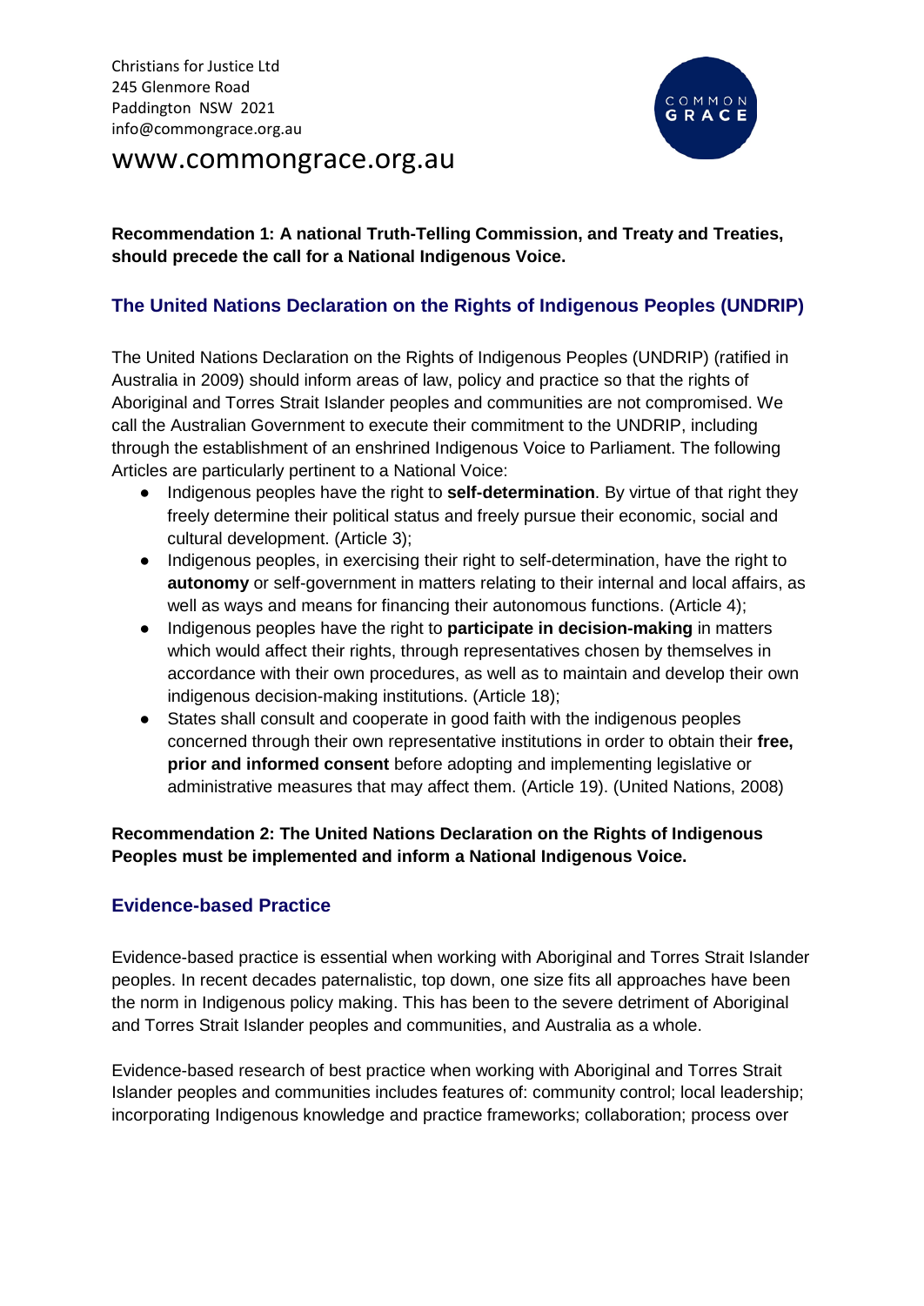Christians for Justice Ltd
245 Glenmore Road
Paddington NSW 2021
info@commongrace.org.au

www.commongrace.org.au

**Recommendation 1: A national Truth-Telling Commission, and Treaty and Treaties, should precede the call for a National Indigenous Voice.**

## The United Nations Declaration on the Rights of Indigenous Peoples (UNDRIP)

The United Nations Declaration on the Rights of Indigenous Peoples (UNDRIP) (ratified in Australia in 2009) should inform areas of law, policy and practice so that the rights of Aboriginal and Torres Strait Islander peoples and communities are not compromised. We call the Australian Government to execute their commitment to the UNDRIP, including through the establishment of an enshrined Indigenous Voice to Parliament. The following Articles are particularly pertinent to a National Voice:

- Indigenous peoples have the right to **self-determination**. By virtue of that right they freely determine their political status and freely pursue their economic, social and cultural development. (Article 3);
- Indigenous peoples, in exercising their right to self-determination, have the right to **autonomy** or self-government in matters relating to their internal and local affairs, as well as ways and means for financing their autonomous functions. (Article 4);
- Indigenous peoples have the right to **participate in decision-making** in matters which would affect their rights, through representatives chosen by themselves in accordance with their own procedures, as well as to maintain and develop their own indigenous decision-making institutions. (Article 18);
- States shall consult and cooperate in good faith with the indigenous peoples concerned through their own representative institutions in order to obtain their **free, prior and informed consent** before adopting and implementing legislative or administrative measures that may affect them. (Article 19). (United Nations, 2008)

**Recommendation 2: The United Nations Declaration on the Rights of Indigenous Peoples must be implemented and inform a National Indigenous Voice.**

## Evidence-based Practice

Evidence-based practice is essential when working with Aboriginal and Torres Strait Islander peoples. In recent decades paternalistic, top down, one size fits all approaches have been the norm in Indigenous policy making. This has been to the severe detriment of Aboriginal and Torres Strait Islander peoples and communities, and Australia as a whole.

Evidence-based research of best practice when working with Aboriginal and Torres Strait Islander peoples and communities includes features of: community control; local leadership; incorporating Indigenous knowledge and practice frameworks; collaboration; process over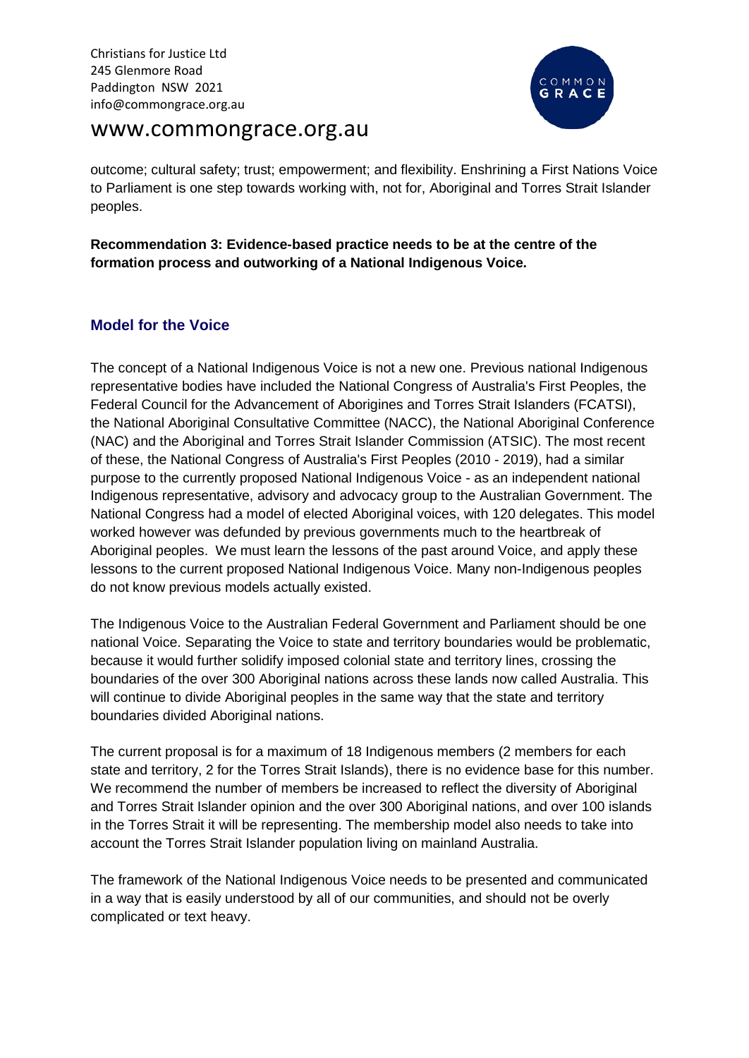outcome; cultural safety; trust; empowerment; and flexibility. Enshrining a First Nations Voice to Parliament is one step towards working with, not for, Aboriginal and Torres Strait Islander peoples.

**Recommendation 3: Evidence-based practice needs to be at the centre of the formation process and outworking of a National Indigenous Voice.**

## Model for the Voice

The concept of a National Indigenous Voice is not a new one. Previous national Indigenous representative bodies have included the National Congress of Australia's First Peoples, the Federal Council for the Advancement of Aborigines and Torres Strait Islanders (FCATSI), the National Aboriginal Consultative Committee (NACC), the National Aboriginal Conference (NAC) and the Aboriginal and Torres Strait Islander Commission (ATSIC). The most recent of these, the National Congress of Australia's First Peoples (2010 - 2019), had a similar purpose to the currently proposed National Indigenous Voice - as an independent national Indigenous representative, advisory and advocacy group to the Australian Government. The National Congress had a model of elected Aboriginal voices, with 120 delegates. This model worked however was defunded by previous governments much to the heartbreak of Aboriginal peoples. We must learn the lessons of the past around Voice, and apply these lessons to the current proposed National Indigenous Voice. Many non-Indigenous peoples do not know previous models actually existed.

The Indigenous Voice to the Australian Federal Government and Parliament should be one national Voice. Separating the Voice to state and territory boundaries would be problematic, because it would further solidify imposed colonial state and territory lines, crossing the boundaries of the over 300 Aboriginal nations across these lands now called Australia. This will continue to divide Aboriginal peoples in the same way that the state and territory boundaries divided Aboriginal nations.

The current proposal is for a maximum of 18 Indigenous members (2 members for each state and territory, 2 for the Torres Strait Islands), there is no evidence base for this number. We recommend the number of members be increased to reflect the diversity of Aboriginal and Torres Strait Islander opinion and the over 300 Aboriginal nations, and over 100 islands in the Torres Strait it will be representing. The membership model also needs to take into account the Torres Strait Islander population living on mainland Australia.

The framework of the National Indigenous Voice needs to be presented and communicated in a way that is easily understood by all of our communities, and should not be overly complicated or text heavy.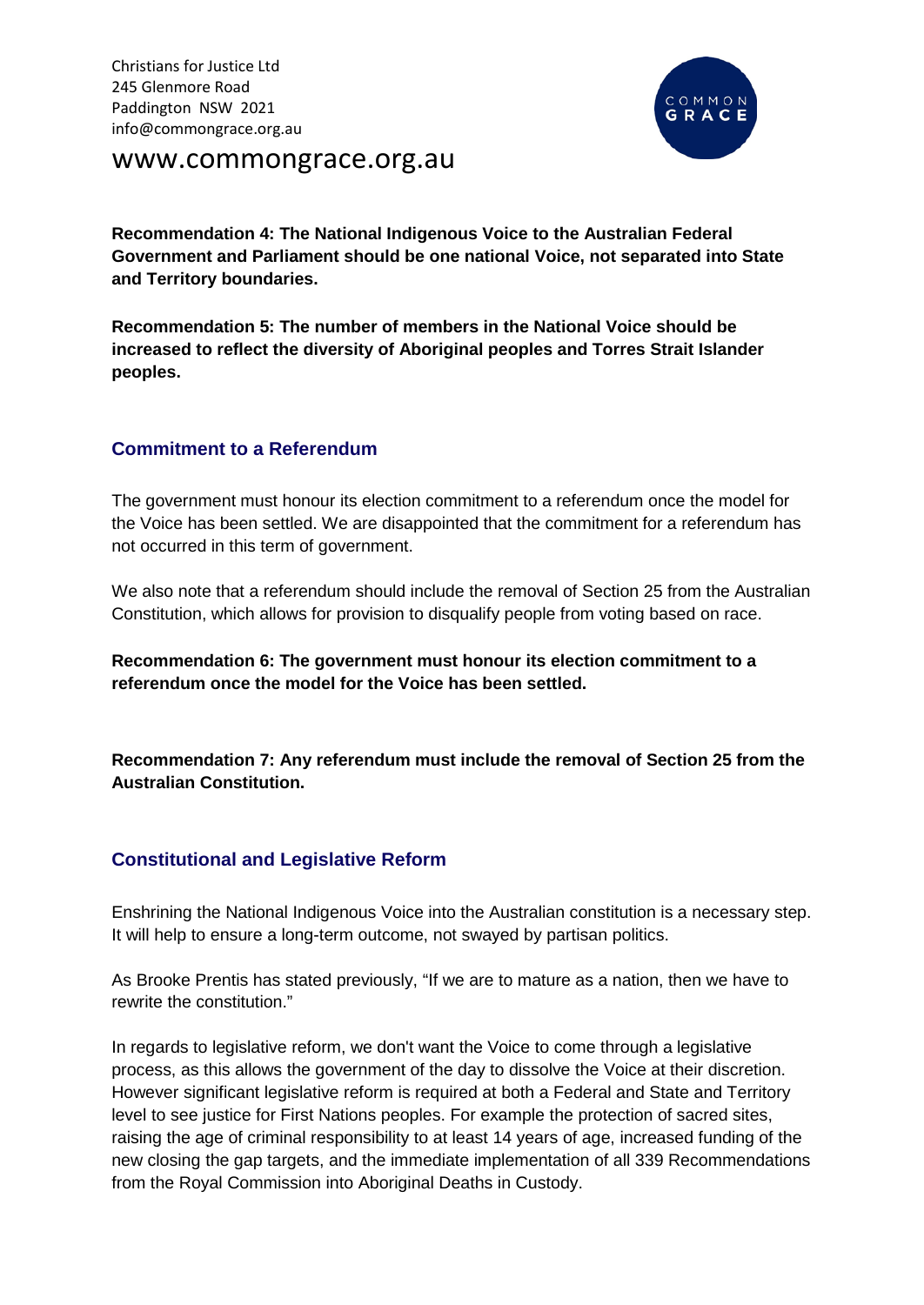Christians for Justice Ltd
245 Glenmore Road
Paddington NSW 2021
info@commongrace.org.au

www.commongrace.org.au

**Recommendation 4: The National Indigenous Voice to the Australian Federal Government and Parliament should be one national Voice, not separated into State and Territory boundaries.**

**Recommendation 5: The number of members in the National Voice should be increased to reflect the diversity of Aboriginal peoples and Torres Strait Islander peoples.**

## Commitment to a Referendum

The government must honour its election commitment to a referendum once the model for the Voice has been settled. We are disappointed that the commitment for a referendum has not occurred in this term of government.

We also note that a referendum should include the removal of Section 25 from the Australian Constitution, which allows for provision to disqualify people from voting based on race.

**Recommendation 6: The government must honour its election commitment to a referendum once the model for the Voice has been settled.**

**Recommendation 7: Any referendum must include the removal of Section 25 from the Australian Constitution.**

## Constitutional and Legislative Reform

Enshrining the National Indigenous Voice into the Australian constitution is a necessary step. It will help to ensure a long-term outcome, not swayed by partisan politics.

As Brooke Prentis has stated previously, "If we are to mature as a nation, then we have to rewrite the constitution."

In regards to legislative reform, we don't want the Voice to come through a legislative process, as this allows the government of the day to dissolve the Voice at their discretion. However significant legislative reform is required at both a Federal and State and Territory level to see justice for First Nations peoples. For example the protection of sacred sites, raising the age of criminal responsibility to at least 14 years of age, increased funding of the new closing the gap targets, and the immediate implementation of all 339 Recommendations from the Royal Commission into Aboriginal Deaths in Custody.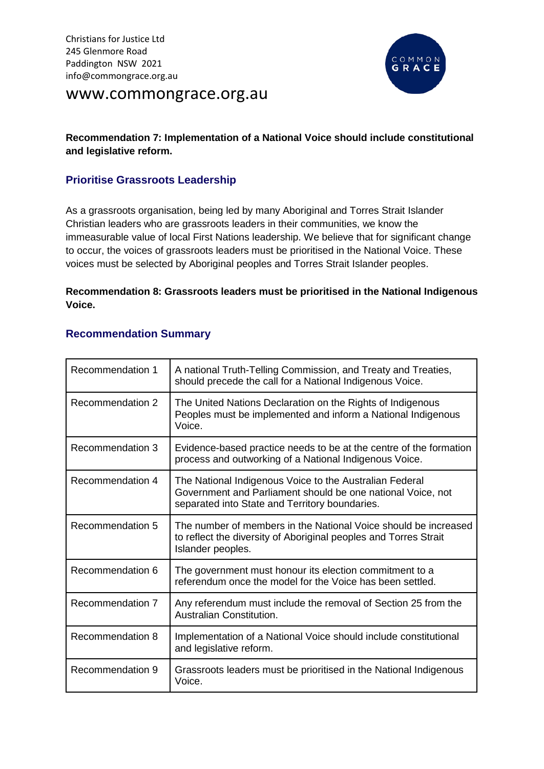Christians for Justice Ltd
245 Glenmore Road
Paddington NSW 2021
info@commongrace.org.au

www.commongrace.org.au

**Recommendation 7: Implementation of a National Voice should include constitutional and legislative reform.**

## Prioritise Grassroots Leadership

As a grassroots organisation, being led by many Aboriginal and Torres Strait Islander Christian leaders who are grassroots leaders in their communities, we know the immeasurable value of local First Nations leadership. We believe that for significant change to occur, the voices of grassroots leaders must be prioritised in the National Voice. These voices must be selected by Aboriginal peoples and Torres Strait Islander peoples.

**Recommendation 8: Grassroots leaders must be prioritised in the National Indigenous Voice.**

## Recommendation Summary

| | |
|---|---|
| Recommendation 1 | A national Truth-Telling Commission, and Treaty and Treaties, should precede the call for a National Indigenous Voice. |
| Recommendation 2 | The United Nations Declaration on the Rights of Indigenous Peoples must be implemented and inform a National Indigenous Voice. |
| Recommendation 3 | Evidence-based practice needs to be at the centre of the formation process and outworking of a National Indigenous Voice. |
| Recommendation 4 | The National Indigenous Voice to the Australian Federal Government and Parliament should be one national Voice, not separated into State and Territory boundaries. |
| Recommendation 5 | The number of members in the National Voice should be increased to reflect the diversity of Aboriginal peoples and Torres Strait Islander peoples. |
| Recommendation 6 | The government must honour its election commitment to a referendum once the model for the Voice has been settled. |
| Recommendation 7 | Any referendum must include the removal of Section 25 from the Australian Constitution. |
| Recommendation 8 | Implementation of a National Voice should include constitutional and legislative reform. |
| Recommendation 9 | Grassroots leaders must be prioritised in the National Indigenous Voice. |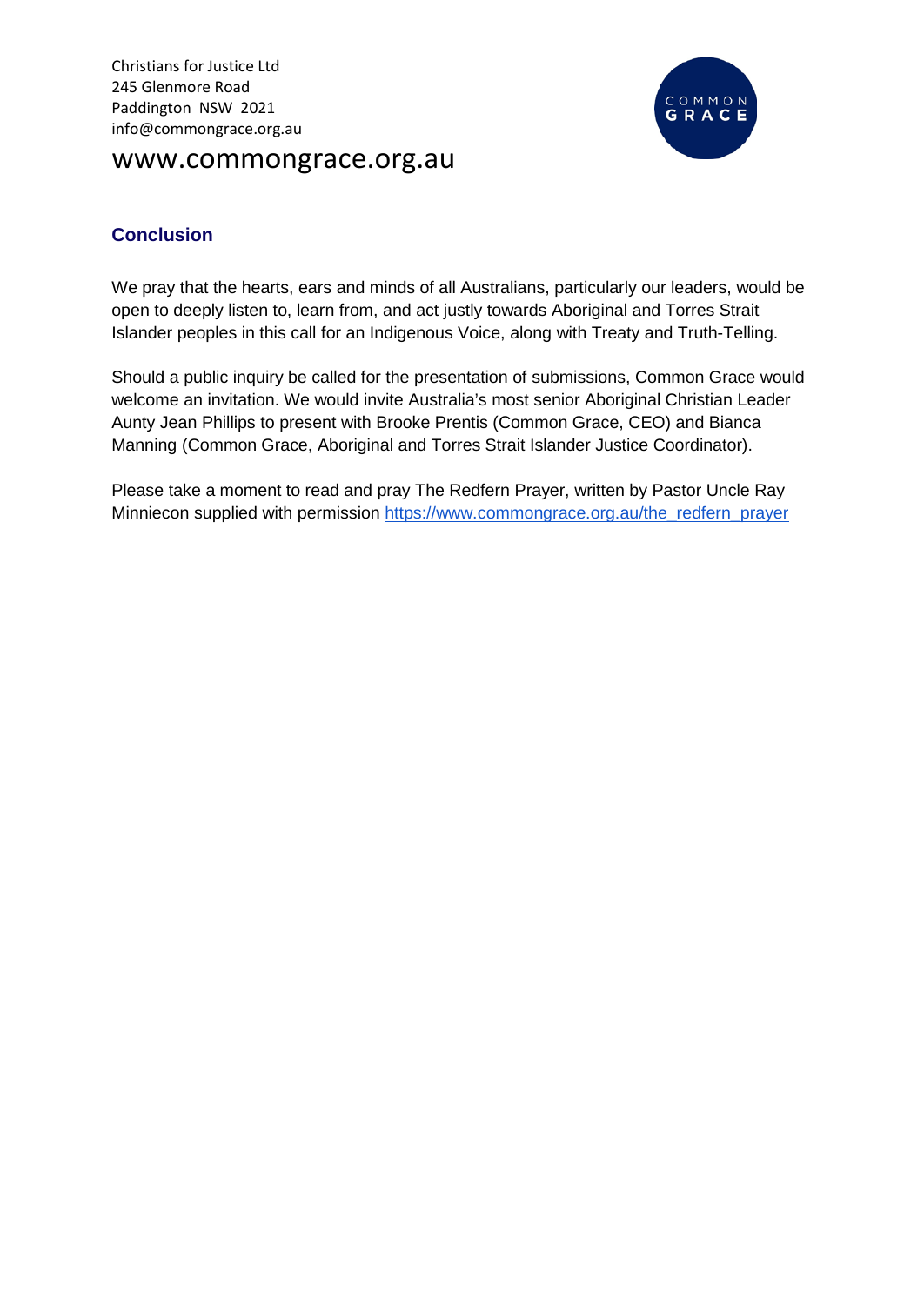Christians for Justice Ltd
245 Glenmore Road
Paddington NSW 2021
info@commongrace.org.au

www.commongrace.org.au

## Conclusion

We pray that the hearts, ears and minds of all Australians, particularly our leaders, would be open to deeply listen to, learn from, and act justly towards Aboriginal and Torres Strait Islander peoples in this call for an Indigenous Voice, along with Treaty and Truth-Telling.

Should a public inquiry be called for the presentation of submissions, Common Grace would welcome an invitation. We would invite Australia's most senior Aboriginal Christian Leader Aunty Jean Phillips to present with Brooke Prentis (Common Grace, CEO) and Bianca Manning (Common Grace, Aboriginal and Torres Strait Islander Justice Coordinator).

Please take a moment to read and pray The Redfern Prayer, written by Pastor Uncle Ray Minniecon supplied with permission https://www.commongrace.org.au/the_redfern_prayer